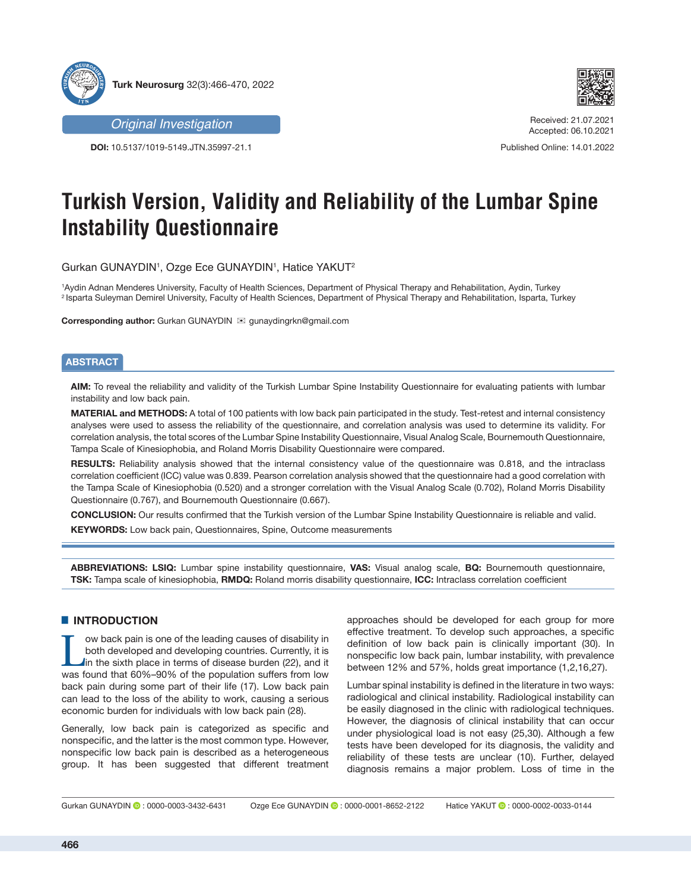Original Investigation

DOI: 10.5137/1019-5149.JTN.35997-21.1

Received: 21.07.2021
Accepted: 06.10.2021

Published Online: 14.01.2022

# Turkish Version, Validity and Reliability of the Lumbar Spine Instability Questionnaire

Gurkan GUNAYDIN[1], Ozge Ece GUNAYDIN[1], Hatice YAKUT[2]

[1]Aydin Adnan Menderes University, Faculty of Health Sciences, Department of Physical Therapy and Rehabilitation, Aydin, Turkey
[2]Isparta Suleyman Demirel University, Faculty of Health Sciences, Department of Physical Therapy and Rehabilitation, Isparta, Turkey

**Corresponding author:** Gurkan GUNAYDIN ✉ gunaydingrkn@gmail.com

## ABSTRACT

**AIM:** To reveal the reliability and validity of the Turkish Lumbar Spine Instability Questionnaire for evaluating patients with lumbar instability and low back pain.

**MATERIAL and METHODS:** A total of 100 patients with low back pain participated in the study. Test-retest and internal consistency analyses were used to assess the reliability of the questionnaire, and correlation analysis was used to determine its validity. For correlation analysis, the total scores of the Lumbar Spine Instability Questionnaire, Visual Analog Scale, Bournemouth Questionnaire, Tampa Scale of Kinesiophobia, and Roland Morris Disability Questionnaire were compared.

**RESULTS:** Reliability analysis showed that the internal consistency value of the questionnaire was 0.818, and the intraclass correlation coefficient (ICC) value was 0.839. Pearson correlation analysis showed that the questionnaire had a good correlation with the Tampa Scale of Kinesiophobia (0.520) and a stronger correlation with the Visual Analog Scale (0.702), Roland Morris Disability Questionnaire (0.767), and Bournemouth Questionnaire (0.667).

**CONCLUSION:** Our results confirmed that the Turkish version of the Lumbar Spine Instability Questionnaire is reliable and valid.

**KEYWORDS:** Low back pain, Questionnaires, Spine, Outcome measurements

**ABBREVIATIONS: LSIQ:** Lumbar spine instability questionnaire, **VAS:** Visual analog scale, **BQ:** Bournemouth questionnaire, **TSK:** Tampa scale of kinesiophobia, **RMDQ:** Roland morris disability questionnaire, **ICC:** Intraclass correlation coefficient

## INTRODUCTION

Low back pain is one of the leading causes of disability in both developed and developing countries. Currently, it is in the sixth place in terms of disease burden (22), and it was found that 60%–90% of the population suffers from low back pain during some part of their life (17). Low back pain can lead to the loss of the ability to work, causing a serious economic burden for individuals with low back pain (28).

Generally, low back pain is categorized as specific and nonspecific, and the latter is the most common type. However, nonspecific low back pain is described as a heterogeneous group. It has been suggested that different treatment approaches should be developed for each group for more effective treatment. To develop such approaches, a specific definition of low back pain is clinically important (30). In nonspecific low back pain, lumbar instability, with prevalence between 12% and 57%, holds great importance (1,2,16,27).

Lumbar spinal instability is defined in the literature in two ways: radiological and clinical instability. Radiological instability can be easily diagnosed in the clinic with radiological techniques. However, the diagnosis of clinical instability that can occur under physiological load is not easy (25,30). Although a few tests have been developed for its diagnosis, the validity and reliability of these tests are unclear (10). Further, delayed diagnosis remains a major problem. Loss of time in the

Gurkan GUNAYDIN : 0000-0003-3432-6431 Ozge Ece GUNAYDIN : 0000-0001-8652-2122 Hatice YAKUT : 0000-0002-0033-0144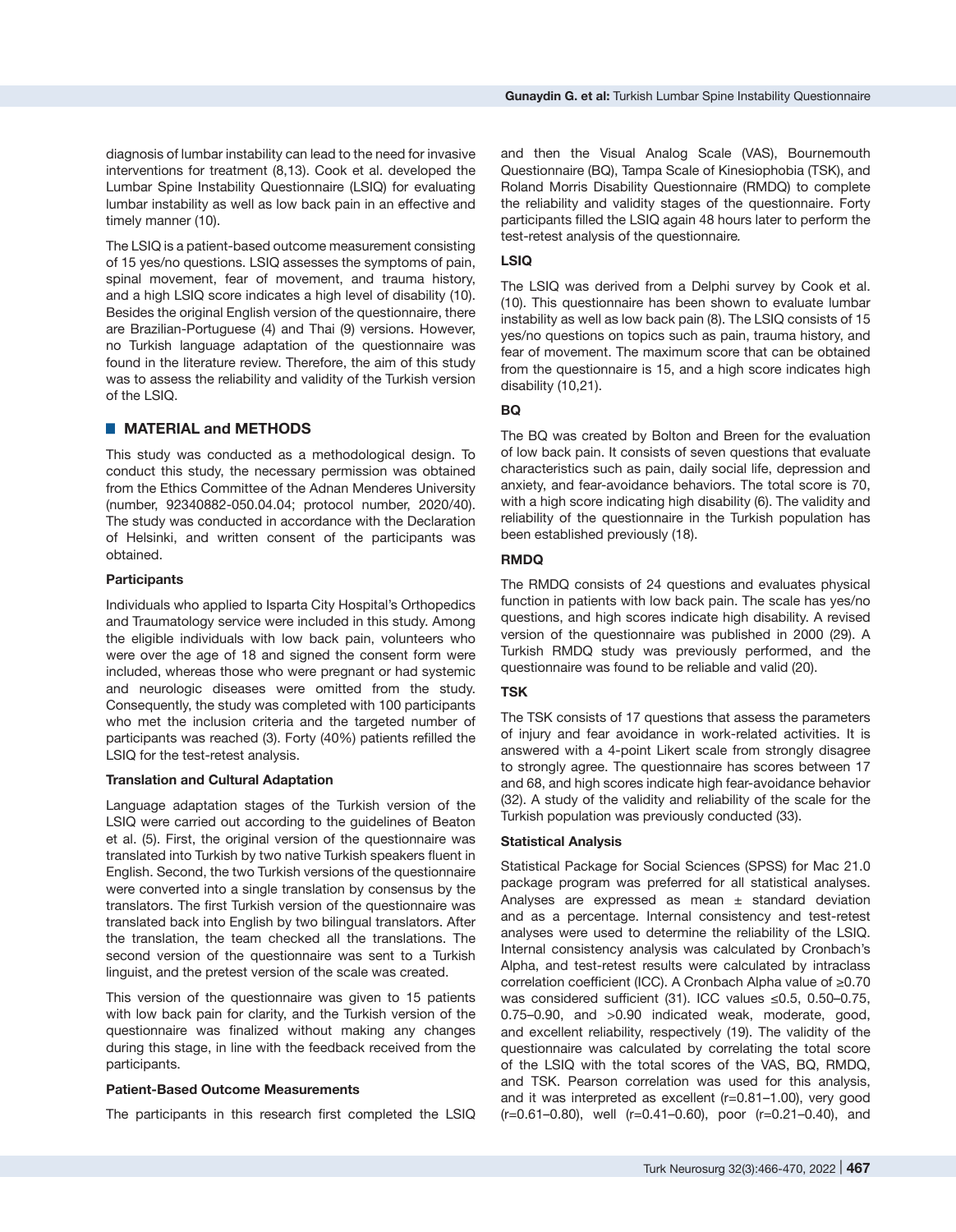diagnosis of lumbar instability can lead to the need for invasive interventions for treatment (8,13). Cook et al. developed the Lumbar Spine Instability Questionnaire (LSIQ) for evaluating lumbar instability as well as low back pain in an effective and timely manner (10).

The LSIQ is a patient-based outcome measurement consisting of 15 yes/no questions. LSIQ assesses the symptoms of pain, spinal movement, fear of movement, and trauma history, and a high LSIQ score indicates a high level of disability (10). Besides the original English version of the questionnaire, there are Brazilian-Portuguese (4) and Thai (9) versions. However, no Turkish language adaptation of the questionnaire was found in the literature review. Therefore, the aim of this study was to assess the reliability and validity of the Turkish version of the LSIQ.

## MATERIAL and METHODS

This study was conducted as a methodological design. To conduct this study, the necessary permission was obtained from the Ethics Committee of the Adnan Menderes University (number, 92340882-050.04.04; protocol number, 2020/40). The study was conducted in accordance with the Declaration of Helsinki, and written consent of the participants was obtained.

### Participants

Individuals who applied to Isparta City Hospital's Orthopedics and Traumatology service were included in this study. Among the eligible individuals with low back pain, volunteers who were over the age of 18 and signed the consent form were included, whereas those who were pregnant or had systemic and neurologic diseases were omitted from the study. Consequently, the study was completed with 100 participants who met the inclusion criteria and the targeted number of participants was reached (3). Forty (40%) patients refilled the LSIQ for the test-retest analysis.

### Translation and Cultural Adaptation

Language adaptation stages of the Turkish version of the LSIQ were carried out according to the guidelines of Beaton et al. (5). First, the original version of the questionnaire was translated into Turkish by two native Turkish speakers fluent in English. Second, the two Turkish versions of the questionnaire were converted into a single translation by consensus by the translators. The first Turkish version of the questionnaire was translated back into English by two bilingual translators. After the translation, the team checked all the translations. The second version of the questionnaire was sent to a Turkish linguist, and the pretest version of the scale was created.

This version of the questionnaire was given to 15 patients with low back pain for clarity, and the Turkish version of the questionnaire was finalized without making any changes during this stage, in line with the feedback received from the participants.

### Patient-Based Outcome Measurements

The participants in this research first completed the LSIQ and then the Visual Analog Scale (VAS), Bournemouth Questionnaire (BQ), Tampa Scale of Kinesiophobia (TSK), and Roland Morris Disability Questionnaire (RMDQ) to complete the reliability and validity stages of the questionnaire. Forty participants filled the LSIQ again 48 hours later to perform the test-retest analysis of the questionnaire.

### LSIQ

The LSIQ was derived from a Delphi survey by Cook et al. (10). This questionnaire has been shown to evaluate lumbar instability as well as low back pain (8). The LSIQ consists of 15 yes/no questions on topics such as pain, trauma history, and fear of movement. The maximum score that can be obtained from the questionnaire is 15, and a high score indicates high disability (10,21).

### BQ

The BQ was created by Bolton and Breen for the evaluation of low back pain. It consists of seven questions that evaluate characteristics such as pain, daily social life, depression and anxiety, and fear-avoidance behaviors. The total score is 70, with a high score indicating high disability (6). The validity and reliability of the questionnaire in the Turkish population has been established previously (18).

### RMDQ

The RMDQ consists of 24 questions and evaluates physical function in patients with low back pain. The scale has yes/no questions, and high scores indicate high disability. A revised version of the questionnaire was published in 2000 (29). A Turkish RMDQ study was previously performed, and the questionnaire was found to be reliable and valid (20).

### TSK

The TSK consists of 17 questions that assess the parameters of injury and fear avoidance in work-related activities. It is answered with a 4-point Likert scale from strongly disagree to strongly agree. The questionnaire has scores between 17 and 68, and high scores indicate high fear-avoidance behavior (32). A study of the validity and reliability of the scale for the Turkish population was previously conducted (33).

### Statistical Analysis

Statistical Package for Social Sciences (SPSS) for Mac 21.0 package program was preferred for all statistical analyses. Analyses are expressed as mean ± standard deviation and as a percentage. Internal consistency and test-retest analyses were used to determine the reliability of the LSIQ. Internal consistency analysis was calculated by Cronbach's Alpha, and test-retest results were calculated by intraclass correlation coefficient (ICC). A Cronbach Alpha value of ≥0.70 was considered sufficient (31). ICC values ≤0.5, 0.50–0.75, 0.75–0.90, and >0.90 indicated weak, moderate, good, and excellent reliability, respectively (19). The validity of the questionnaire was calculated by correlating the total score of the LSIQ with the total scores of the VAS, BQ, RMDQ, and TSK. Pearson correlation was used for this analysis, and it was interpreted as excellent (r=0.81–1.00), very good (r=0.61–0.80), well (r=0.41–0.60), poor (r=0.21–0.40), and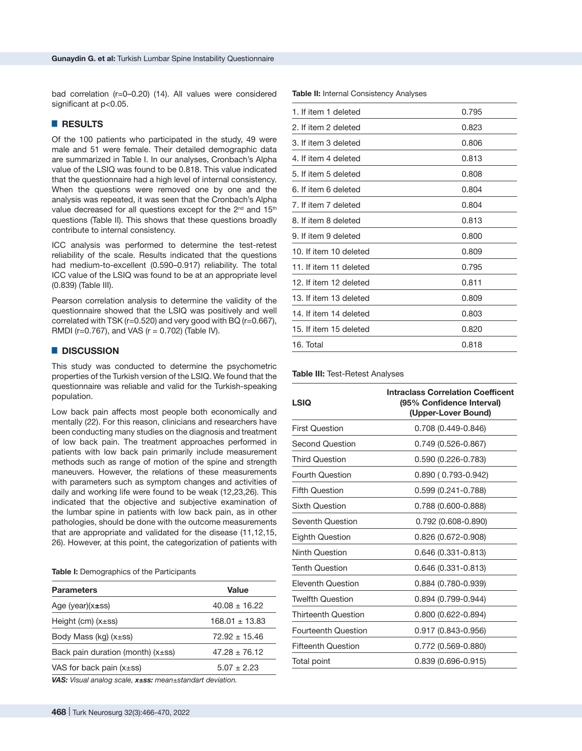bad correlation (r=0–0.20) (14). All values were considered significant at p<0.05.

## RESULTS

Of the 100 patients who participated in the study, 49 were male and 51 were female. Their detailed demographic data are summarized in Table I. In our analyses, Cronbach's Alpha value of the LSIQ was found to be 0.818. This value indicated that the questionnaire had a high level of internal consistency. When the questions were removed one by one and the analysis was repeated, it was seen that the Cronbach's Alpha value decreased for all questions except for the 2nd and 15th questions (Table II). This shows that these questions broadly contribute to internal consistency.

ICC analysis was performed to determine the test-retest reliability of the scale. Results indicated that the questions had medium-to-excellent (0.590–0.917) reliability. The total ICC value of the LSIQ was found to be at an appropriate level (0.839) (Table III).

Pearson correlation analysis to determine the validity of the questionnaire showed that the LSIQ was positively and well correlated with TSK (r=0.520) and very good with BQ (r=0.667), RMDI (r=0.767), and VAS (r = 0.702) (Table IV).

## DISCUSSION

This study was conducted to determine the psychometric properties of the Turkish version of the LSIQ. We found that the questionnaire was reliable and valid for the Turkish-speaking population.

Low back pain affects most people both economically and mentally (22). For this reason, clinicians and researchers have been conducting many studies on the diagnosis and treatment of low back pain. The treatment approaches performed in patients with low back pain primarily include measurement methods such as range of motion of the spine and strength maneuvers. However, the relations of these measurements with parameters such as symptom changes and activities of daily and working life were found to be weak (12,23,26). This indicated that the objective and subjective examination of the lumbar spine in patients with low back pain, as in other pathologies, should be done with the outcome measurements that are appropriate and validated for the disease (11,12,15, 26). However, at this point, the categorization of patients with

**Table I:** Demographics of the Participants

| Parameters | Value |
|---|---|
| Age (year)(x±ss) | 40.08 ± 16.22 |
| Height (cm) (x±ss) | 168.01 ± 13.83 |
| Body Mass (kg) (x±ss) | 72.92 ± 15.46 |
| Back pain duration (month) (x±ss) | 47.28 ± 76.12 |
| VAS for back pain (x±ss) | 5.07 ± 2.23 |

*VAS: Visual analog scale, **x±ss:** mean±standart deviation.*

**Table II:** Internal Consistency Analyses

| | |
|---|---|
| 1. If item 1 deleted | 0.795 |
| 2. If item 2 deleted | 0.823 |
| 3. If item 3 deleted | 0.806 |
| 4. If item 4 deleted | 0.813 |
| 5. If item 5 deleted | 0.808 |
| 6. If item 6 deleted | 0.804 |
| 7. If item 7 deleted | 0.804 |
| 8. If item 8 deleted | 0.813 |
| 9. If item 9 deleted | 0.800 |
| 10. If item 10 deleted | 0.809 |
| 11. If item 11 deleted | 0.795 |
| 12. If item 12 deleted | 0.811 |
| 13. If item 13 deleted | 0.809 |
| 14. If item 14 deleted | 0.803 |
| 15. If item 15 deleted | 0.820 |
| 16. Total | 0.818 |

**Table III:** Test-Retest Analyses

| LSIQ | Intraclass Correlation Coefficent (95% Confidence Interval) (Upper-Lover Bound) |
|---|---|
| First Question | 0.708 (0.449-0.846) |
| Second Question | 0.749 (0.526-0.867) |
| Third Question | 0.590 (0.226-0.783) |
| Fourth Question | 0.890 ( 0.793-0.942) |
| Fifth Question | 0.599 (0.241-0.788) |
| Sixth Question | 0.788 (0.600-0.888) |
| Seventh Question | 0.792 (0.608-0.890) |
| Eighth Question | 0.826 (0.672-0.908) |
| Ninth Question | 0.646 (0.331-0.813) |
| Tenth Question | 0.646 (0.331-0.813) |
| Eleventh Question | 0.884 (0.780-0.939) |
| Twelfth Question | 0.894 (0.799-0.944) |
| Thirteenth Question | 0.800 (0.622-0.894) |
| Fourteenth Question | 0.917 (0.843-0.956) |
| Fifteenth Question | 0.772 (0.569-0.880) |
| Total point | 0.839 (0.696-0.915) |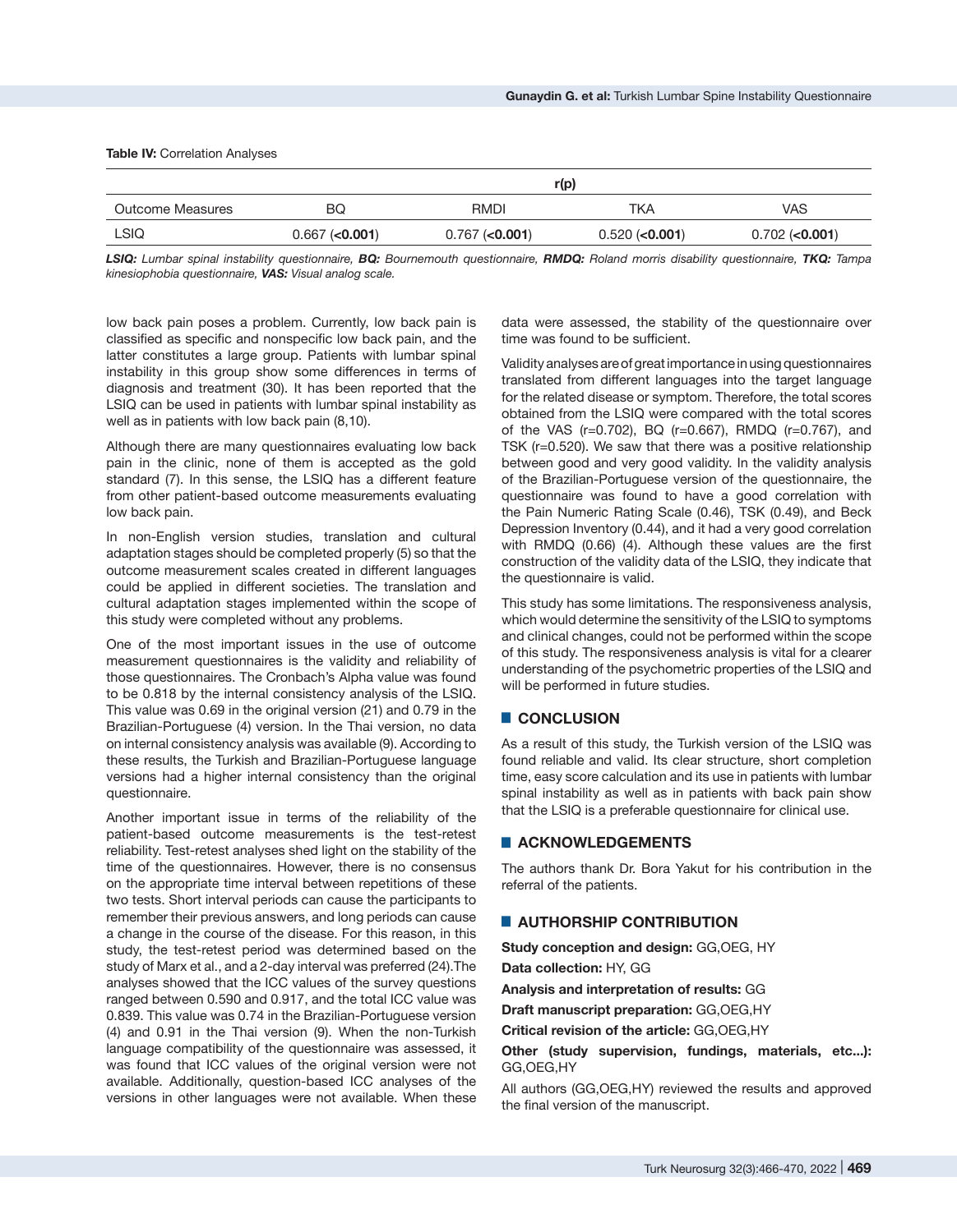**Table IV:** Correlation Analyses

| | r(p) | | | |
|---|---|---|---|---|
| Outcome Measures | BQ | RMDI | TKA | VAS |
| LSIQ | 0.667 (**<0.001**) | 0.767 (**<0.001**) | 0.520 (**<0.001**) | 0.702 (**<0.001**) |

***LSIQ:** Lumbar spinal instability questionnaire, **BQ:** Bournemouth questionnaire, **RMDQ:** Roland morris disability questionnaire, **TKQ:** Tampa kinesiophobia questionnaire, **VAS:** Visual analog scale.*

low back pain poses a problem. Currently, low back pain is classified as specific and nonspecific low back pain, and the latter constitutes a large group. Patients with lumbar spinal instability in this group show some differences in terms of diagnosis and treatment (30). It has been reported that the LSIQ can be used in patients with lumbar spinal instability as well as in patients with low back pain (8,10).

Although there are many questionnaires evaluating low back pain in the clinic, none of them is accepted as the gold standard (7). In this sense, the LSIQ has a different feature from other patient-based outcome measurements evaluating low back pain.

In non-English version studies, translation and cultural adaptation stages should be completed properly (5) so that the outcome measurement scales created in different languages could be applied in different societies. The translation and cultural adaptation stages implemented within the scope of this study were completed without any problems.

One of the most important issues in the use of outcome measurement questionnaires is the validity and reliability of those questionnaires. The Cronbach's Alpha value was found to be 0.818 by the internal consistency analysis of the LSIQ. This value was 0.69 in the original version (21) and 0.79 in the Brazilian-Portuguese (4) version. In the Thai version, no data on internal consistency analysis was available (9). According to these results, the Turkish and Brazilian-Portuguese language versions had a higher internal consistency than the original questionnaire.

Another important issue in terms of the reliability of the patient-based outcome measurements is the test-retest reliability. Test-retest analyses shed light on the stability of the time of the questionnaires. However, there is no consensus on the appropriate time interval between repetitions of these two tests. Short interval periods can cause the participants to remember their previous answers, and long periods can cause a change in the course of the disease. For this reason, in this study, the test-retest period was determined based on the study of Marx et al., and a 2-day interval was preferred (24).The analyses showed that the ICC values of the survey questions ranged between 0.590 and 0.917, and the total ICC value was 0.839. This value was 0.74 in the Brazilian-Portuguese version (4) and 0.91 in the Thai version (9). When the non-Turkish language compatibility of the questionnaire was assessed, it was found that ICC values of the original version were not available. Additionally, question-based ICC analyses of the versions in other languages were not available. When these data were assessed, the stability of the questionnaire over time was found to be sufficient.

Validity analyses are of great importance in using questionnaires translated from different languages into the target language for the related disease or symptom. Therefore, the total scores obtained from the LSIQ were compared with the total scores of the VAS (r=0.702), BQ (r=0.667), RMDQ (r=0.767), and TSK (r=0.520). We saw that there was a positive relationship between good and very good validity. In the validity analysis of the Brazilian-Portuguese version of the questionnaire, the questionnaire was found to have a good correlation with the Pain Numeric Rating Scale (0.46), TSK (0.49), and Beck Depression Inventory (0.44), and it had a very good correlation with RMDQ (0.66) (4). Although these values are the first construction of the validity data of the LSIQ, they indicate that the questionnaire is valid.

This study has some limitations. The responsiveness analysis, which would determine the sensitivity of the LSIQ to symptoms and clinical changes, could not be performed within the scope of this study. The responsiveness analysis is vital for a clearer understanding of the psychometric properties of the LSIQ and will be performed in future studies.

## CONCLUSION

As a result of this study, the Turkish version of the LSIQ was found reliable and valid. Its clear structure, short completion time, easy score calculation and its use in patients with lumbar spinal instability as well as in patients with back pain show that the LSIQ is a preferable questionnaire for clinical use.

## ACKNOWLEDGEMENTS

The authors thank Dr. Bora Yakut for his contribution in the referral of the patients.

## AUTHORSHIP CONTRIBUTION

**Study conception and design:** GG,OEG, HY

**Data collection:** HY, GG

**Analysis and interpretation of results:** GG

**Draft manuscript preparation:** GG,OEG,HY

**Critical revision of the article:** GG,OEG,HY

**Other (study supervision, fundings, materials, etc...):** GG,OEG,HY

All authors (GG,OEG,HY) reviewed the results and approved the final version of the manuscript.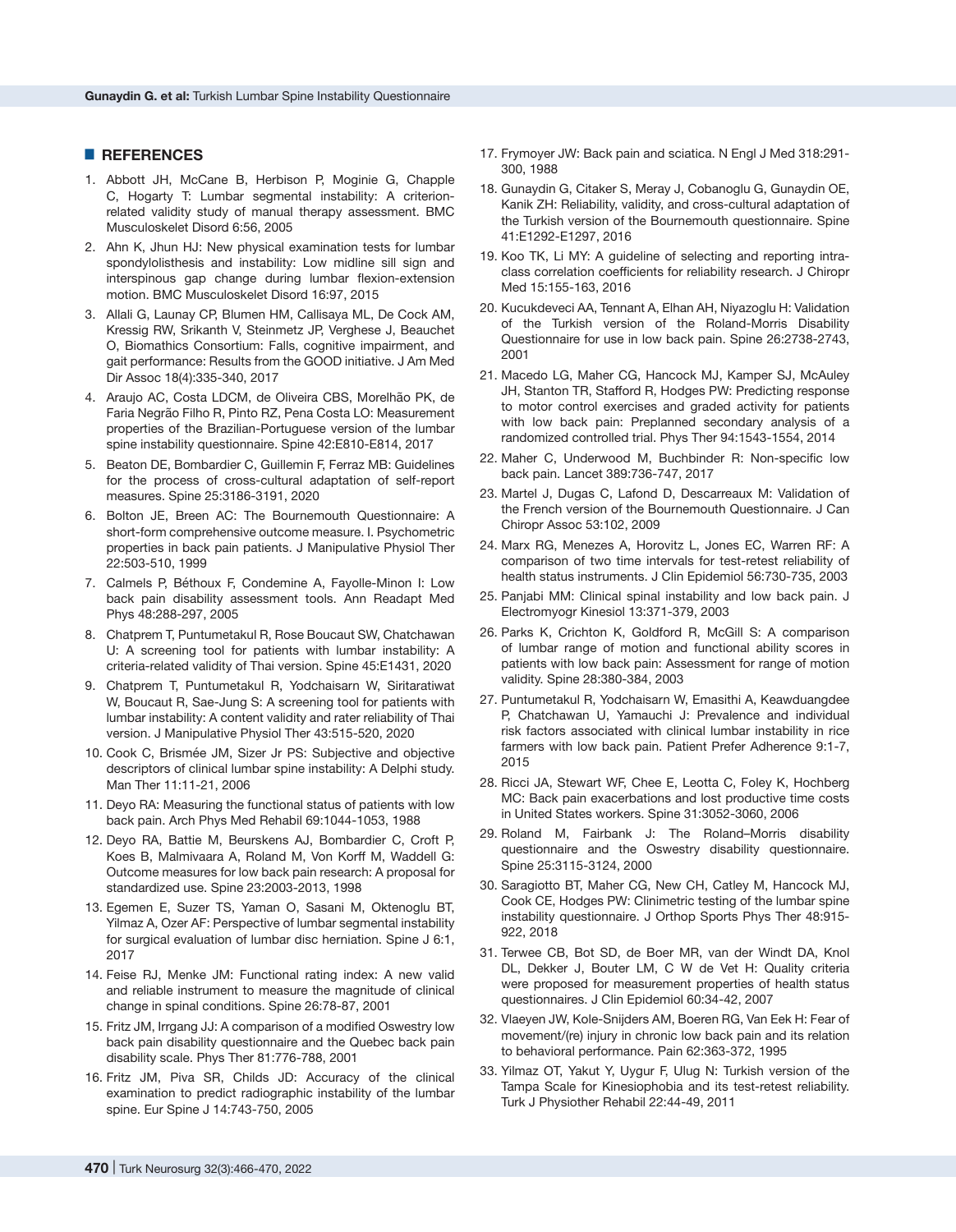## REFERENCES

1. Abbott JH, McCane B, Herbison P, Moginie G, Chapple C, Hogarty T: Lumbar segmental instability: A criterion-related validity study of manual therapy assessment. BMC Musculoskelet Disord 6:56, 2005
2. Ahn K, Jhun HJ: New physical examination tests for lumbar spondylolisthesis and instability: Low midline sill sign and interspinous gap change during lumbar flexion-extension motion. BMC Musculoskelet Disord 16:97, 2015
3. Allali G, Launay CP, Blumen HM, Callisaya ML, De Cock AM, Kressig RW, Srikanth V, Steinmetz JP, Verghese J, Beauchet O, Biomathics Consortium: Falls, cognitive impairment, and gait performance: Results from the GOOD initiative. J Am Med Dir Assoc 18(4):335-340, 2017
4. Araujo AC, Costa LDCM, de Oliveira CBS, Morelhão PK, de Faria Negrão Filho R, Pinto RZ, Pena Costa LO: Measurement properties of the Brazilian-Portuguese version of the lumbar spine instability questionnaire. Spine 42:E810-E814, 2017
5. Beaton DE, Bombardier C, Guillemin F, Ferraz MB: Guidelines for the process of cross-cultural adaptation of self-report measures. Spine 25:3186-3191, 2020
6. Bolton JE, Breen AC: The Bournemouth Questionnaire: A short-form comprehensive outcome measure. I. Psychometric properties in back pain patients. J Manipulative Physiol Ther 22:503-510, 1999
7. Calmels P, Béthoux F, Condemine A, Fayolle-Minon I: Low back pain disability assessment tools. Ann Readapt Med Phys 48:288-297, 2005
8. Chatprem T, Puntumetakul R, Rose Boucaut SW, Chatchawan U: A screening tool for patients with lumbar instability: A criteria-related validity of Thai version. Spine 45:E1431, 2020
9. Chatprem T, Puntumetakul R, Yodchaisarn W, Siritaratiwat W, Boucaut R, Sae-Jung S: A screening tool for patients with lumbar instability: A content validity and rater reliability of Thai version. J Manipulative Physiol Ther 43:515-520, 2020
10. Cook C, Brismée JM, Sizer Jr PS: Subjective and objective descriptors of clinical lumbar spine instability: A Delphi study. Man Ther 11:11-21, 2006
11. Deyo RA: Measuring the functional status of patients with low back pain. Arch Phys Med Rehabil 69:1044-1053, 1988
12. Deyo RA, Battie M, Beurskens AJ, Bombardier C, Croft P, Koes B, Malmivaara A, Roland M, Von Korff M, Waddell G: Outcome measures for low back pain research: A proposal for standardized use. Spine 23:2003-2013, 1998
13. Egemen E, Suzer TS, Yaman O, Sasani M, Oktenoglu BT, Yilmaz A, Ozer AF: Perspective of lumbar segmental instability for surgical evaluation of lumbar disc herniation. Spine J 6:1, 2017
14. Feise RJ, Menke JM: Functional rating index: A new valid and reliable instrument to measure the magnitude of clinical change in spinal conditions. Spine 26:78-87, 2001
15. Fritz JM, Irrgang JJ: A comparison of a modified Oswestry low back pain disability questionnaire and the Quebec back pain disability scale. Phys Ther 81:776-788, 2001
16. Fritz JM, Piva SR, Childs JD: Accuracy of the clinical examination to predict radiographic instability of the lumbar spine. Eur Spine J 14:743-750, 2005
17. Frymoyer JW: Back pain and sciatica. N Engl J Med 318:291-300, 1988
18. Gunaydin G, Citaker S, Meray J, Cobanoglu G, Gunaydin OE, Kanik ZH: Reliability, validity, and cross-cultural adaptation of the Turkish version of the Bournemouth questionnaire. Spine 41:E1292-E1297, 2016
19. Koo TK, Li MY: A guideline of selecting and reporting intraclass correlation coefficients for reliability research. J Chiropr Med 15:155-163, 2016
20. Kucukdeveci AA, Tennant A, Elhan AH, Niyazoglu H: Validation of the Turkish version of the Roland-Morris Disability Questionnaire for use in low back pain. Spine 26:2738-2743, 2001
21. Macedo LG, Maher CG, Hancock MJ, Kamper SJ, McAuley JH, Stanton TR, Stafford R, Hodges PW: Predicting response to motor control exercises and graded activity for patients with low back pain: Preplanned secondary analysis of a randomized controlled trial. Phys Ther 94:1543-1554, 2014
22. Maher C, Underwood M, Buchbinder R: Non-specific low back pain. Lancet 389:736-747, 2017
23. Martel J, Dugas C, Lafond D, Descarreaux M: Validation of the French version of the Bournemouth Questionnaire. J Can Chiropr Assoc 53:102, 2009
24. Marx RG, Menezes A, Horovitz L, Jones EC, Warren RF: A comparison of two time intervals for test-retest reliability of health status instruments. J Clin Epidemiol 56:730-735, 2003
25. Panjabi MM: Clinical spinal instability and low back pain. J Electromyogr Kinesiol 13:371-379, 2003
26. Parks K, Crichton K, Goldford R, McGill S: A comparison of lumbar range of motion and functional ability scores in patients with low back pain: Assessment for range of motion validity. Spine 28:380-384, 2003
27. Puntumetakul R, Yodchaisarn W, Emasithi A, Keawduangdee P, Chatchawan U, Yamauchi J: Prevalence and individual risk factors associated with clinical lumbar instability in rice farmers with low back pain. Patient Prefer Adherence 9:1-7, 2015
28. Ricci JA, Stewart WF, Chee E, Leotta C, Foley K, Hochberg MC: Back pain exacerbations and lost productive time costs in United States workers. Spine 31:3052-3060, 2006
29. Roland M, Fairbank J: The Roland–Morris disability questionnaire and the Oswestry disability questionnaire. Spine 25:3115-3124, 2000
30. Saragiotto BT, Maher CG, New CH, Catley M, Hancock MJ, Cook CE, Hodges PW: Clinimetric testing of the lumbar spine instability questionnaire. J Orthop Sports Phys Ther 48:915-922, 2018
31. Terwee CB, Bot SD, de Boer MR, van der Windt DA, Knol DL, Dekker J, Bouter LM, C W de Vet H: Quality criteria were proposed for measurement properties of health status questionnaires. J Clin Epidemiol 60:34-42, 2007
32. Vlaeyen JW, Kole-Snijders AM, Boeren RG, Van Eek H: Fear of movement/(re) injury in chronic low back pain and its relation to behavioral performance. Pain 62:363-372, 1995
33. Yilmaz OT, Yakut Y, Uygur F, Ulug N: Turkish version of the Tampa Scale for Kinesiophobia and its test-retest reliability. Turk J Physiother Rehabil 22:44-49, 2011